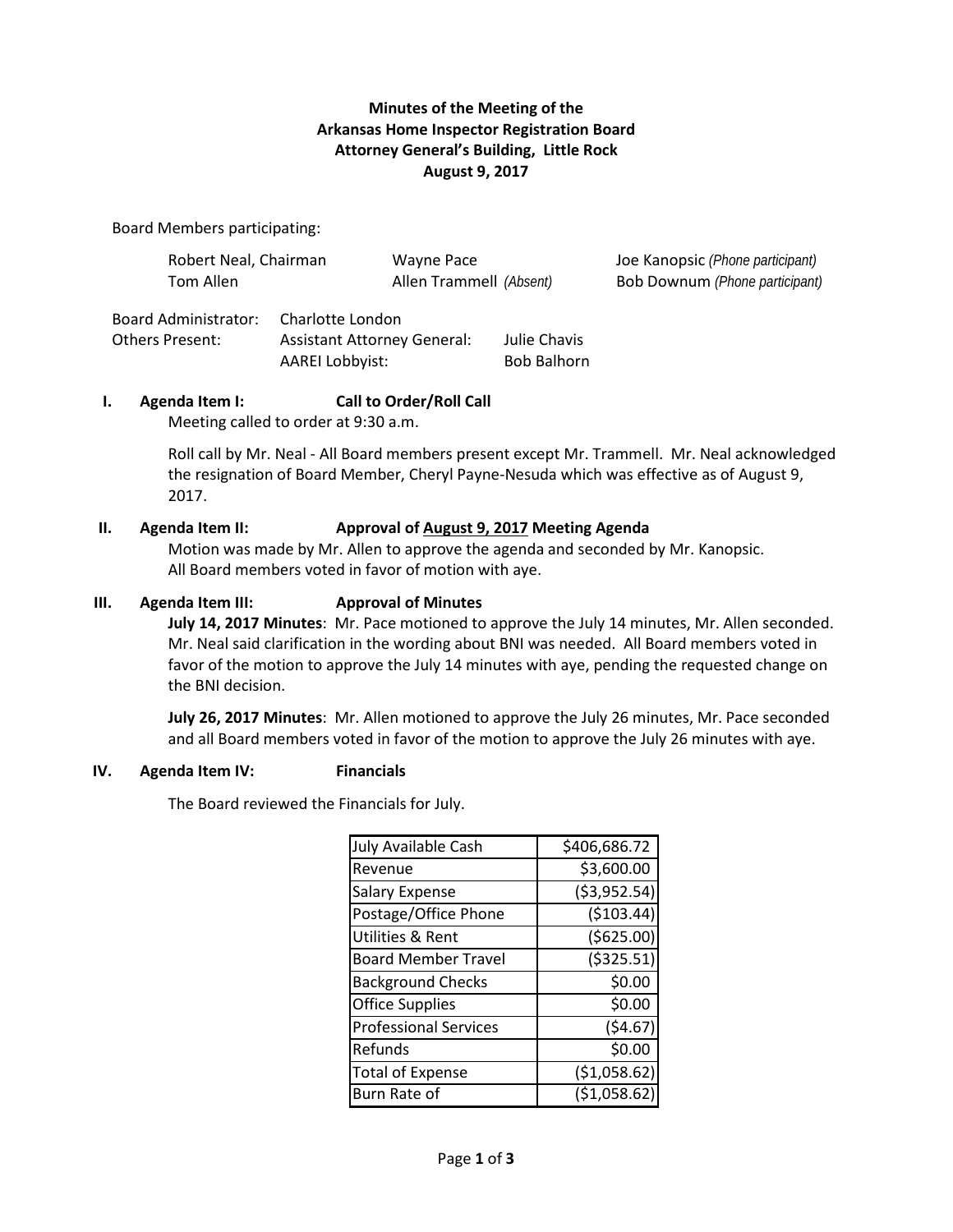**Minutes of the Meeting of the**
**Arkansas Home Inspector Registration Board**
**Attorney General's Building, Little Rock**
**August 9, 2017**

Board Members participating:

| | | |
|---|---|---|
| Robert Neal, Chairman | Wayne Pace | Joe Kanopsic *(Phone participant)* |
| Tom Allen | Allen Trammell *(Absent)* | Bob Downum *(Phone participant)* |

Board Administrator: Charlotte London
Others Present: Assistant Attorney General: Julie Chavis
AAREI Lobbyist: Bob Balhorn

**I. Agenda Item I: Call to Order/Roll Call**

Meeting called to order at 9:30 a.m.

Roll call by Mr. Neal - All Board members present except Mr. Trammell. Mr. Neal acknowledged the resignation of Board Member, Cheryl Payne-Nesuda which was effective as of August 9, 2017.

**II. Agenda Item II: Approval of August 9, 2017 Meeting Agenda**

Motion was made by Mr. Allen to approve the agenda and seconded by Mr. Kanopsic. All Board members voted in favor of motion with aye.

**III. Agenda Item III: Approval of Minutes**

**July 14, 2017 Minutes**: Mr. Pace motioned to approve the July 14 minutes, Mr. Allen seconded. Mr. Neal said clarification in the wording about BNI was needed. All Board members voted in favor of the motion to approve the July 14 minutes with aye, pending the requested change on the BNI decision.

**July 26, 2017 Minutes**: Mr. Allen motioned to approve the July 26 minutes, Mr. Pace seconded and all Board members voted in favor of the motion to approve the July 26 minutes with aye.

**IV. Agenda Item IV: Financials**

The Board reviewed the Financials for July.

| | |
|---|---:|
| July Available Cash | $406,686.72 |
| Revenue | $3,600.00 |
| Salary Expense | ($3,952.54) |
| Postage/Office Phone | ($103.44) |
| Utilities & Rent | ($625.00) |
| Board Member Travel | ($325.51) |
| Background Checks | $0.00 |
| Office Supplies | $0.00 |
| Professional Services | ($4.67) |
| Refunds | $0.00 |
| Total of Expense | ($1,058.62) |
| Burn Rate of | ($1,058.62) |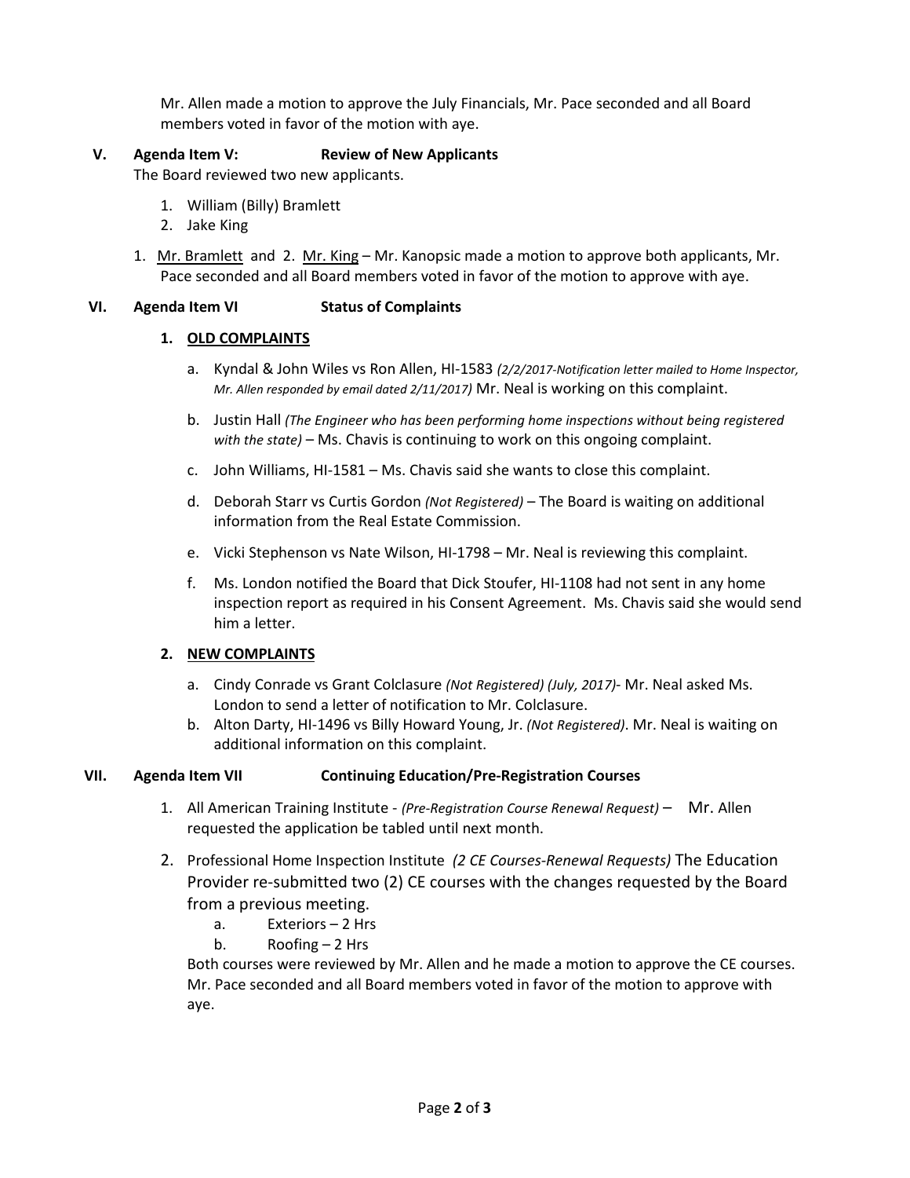Mr. Allen made a motion to approve the July Financials, Mr. Pace seconded and all Board members voted in favor of the motion with aye.

**V. Agenda Item V: Review of New Applicants**

The Board reviewed two new applicants.

1. William (Billy) Bramlett
2. Jake King

1. Mr. Bramlett and 2. Mr. King – Mr. Kanopsic made a motion to approve both applicants, Mr. Pace seconded and all Board members voted in favor of the motion to approve with aye.

**VI. Agenda Item VI Status of Complaints**

**1. OLD COMPLAINTS**

a. Kyndal & John Wiles vs Ron Allen, HI-1583 *(2/2/2017-Notification letter mailed to Home Inspector, Mr. Allen responded by email dated 2/11/2017)* Mr. Neal is working on this complaint.

b. Justin Hall *(The Engineer who has been performing home inspections without being registered with the state)* – Ms. Chavis is continuing to work on this ongoing complaint.

c. John Williams, HI-1581 – Ms. Chavis said she wants to close this complaint.

d. Deborah Starr vs Curtis Gordon *(Not Registered)* – The Board is waiting on additional information from the Real Estate Commission.

e. Vicki Stephenson vs Nate Wilson, HI-1798 – Mr. Neal is reviewing this complaint.

f. Ms. London notified the Board that Dick Stoufer, HI-1108 had not sent in any home inspection report as required in his Consent Agreement. Ms. Chavis said she would send him a letter.

**2. NEW COMPLAINTS**

a. Cindy Conrade vs Grant Colclasure *(Not Registered) (July, 2017)*- Mr. Neal asked Ms. London to send a letter of notification to Mr. Colclasure.

b. Alton Darty, HI-1496 vs Billy Howard Young, Jr. *(Not Registered)*. Mr. Neal is waiting on additional information on this complaint.

**VII. Agenda Item VII Continuing Education/Pre-Registration Courses**

1. All American Training Institute - *(Pre-Registration Course Renewal Request)* – Mr. Allen requested the application be tabled until next month.

2. Professional Home Inspection Institute *(2 CE Courses-Renewal Requests)* The Education Provider re-submitted two (2) CE courses with the changes requested by the Board from a previous meeting.
   a. Exteriors – 2 Hrs
   b. Roofing – 2 Hrs

   Both courses were reviewed by Mr. Allen and he made a motion to approve the CE courses. Mr. Pace seconded and all Board members voted in favor of the motion to approve with aye.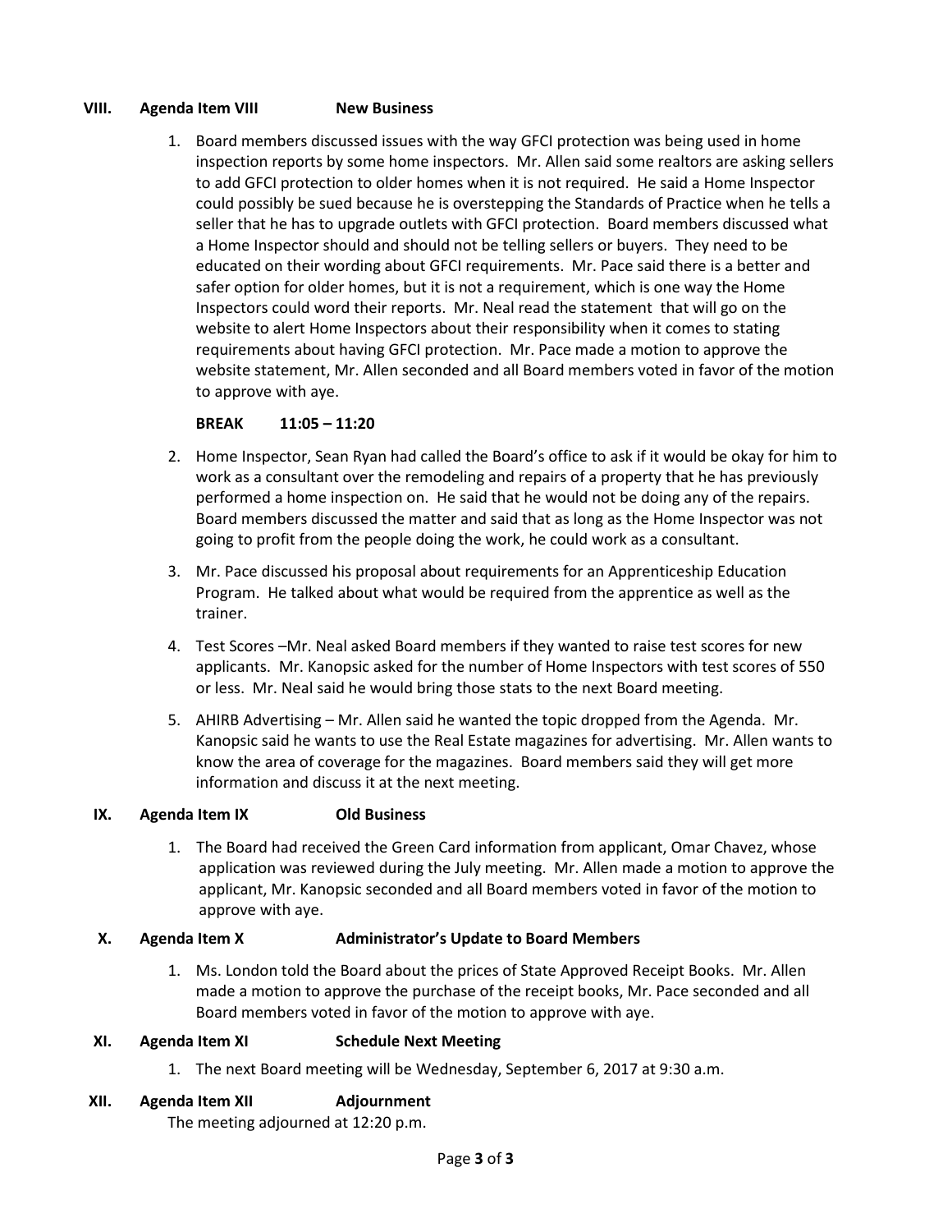**VIII. Agenda Item VIII New Business**

1. Board members discussed issues with the way GFCI protection was being used in home inspection reports by some home inspectors. Mr. Allen said some realtors are asking sellers to add GFCI protection to older homes when it is not required. He said a Home Inspector could possibly be sued because he is overstepping the Standards of Practice when he tells a seller that he has to upgrade outlets with GFCI protection. Board members discussed what a Home Inspector should and should not be telling sellers or buyers. They need to be educated on their wording about GFCI requirements. Mr. Pace said there is a better and safer option for older homes, but it is not a requirement, which is one way the Home Inspectors could word their reports. Mr. Neal read the statement that will go on the website to alert Home Inspectors about their responsibility when it comes to stating requirements about having GFCI protection. Mr. Pace made a motion to approve the website statement, Mr. Allen seconded and all Board members voted in favor of the motion to approve with aye.

   **BREAK 11:05 – 11:20**

2. Home Inspector, Sean Ryan had called the Board's office to ask if it would be okay for him to work as a consultant over the remodeling and repairs of a property that he has previously performed a home inspection on. He said that he would not be doing any of the repairs. Board members discussed the matter and said that as long as the Home Inspector was not going to profit from the people doing the work, he could work as a consultant.
3. Mr. Pace discussed his proposal about requirements for an Apprenticeship Education Program. He talked about what would be required from the apprentice as well as the trainer.
4. Test Scores –Mr. Neal asked Board members if they wanted to raise test scores for new applicants. Mr. Kanopsic asked for the number of Home Inspectors with test scores of 550 or less. Mr. Neal said he would bring those stats to the next Board meeting.
5. AHIRB Advertising – Mr. Allen said he wanted the topic dropped from the Agenda. Mr. Kanopsic said he wants to use the Real Estate magazines for advertising. Mr. Allen wants to know the area of coverage for the magazines. Board members said they will get more information and discuss it at the next meeting.

**IX. Agenda Item IX Old Business**

1. The Board had received the Green Card information from applicant, Omar Chavez, whose application was reviewed during the July meeting. Mr. Allen made a motion to approve the applicant, Mr. Kanopsic seconded and all Board members voted in favor of the motion to approve with aye.

**X. Agenda Item X Administrator's Update to Board Members**

1. Ms. London told the Board about the prices of State Approved Receipt Books. Mr. Allen made a motion to approve the purchase of the receipt books, Mr. Pace seconded and all Board members voted in favor of the motion to approve with aye.

**XI. Agenda Item XI Schedule Next Meeting**

1. The next Board meeting will be Wednesday, September 6, 2017 at 9:30 a.m.

**XII. Agenda Item XII Adjournment**

The meeting adjourned at 12:20 p.m.